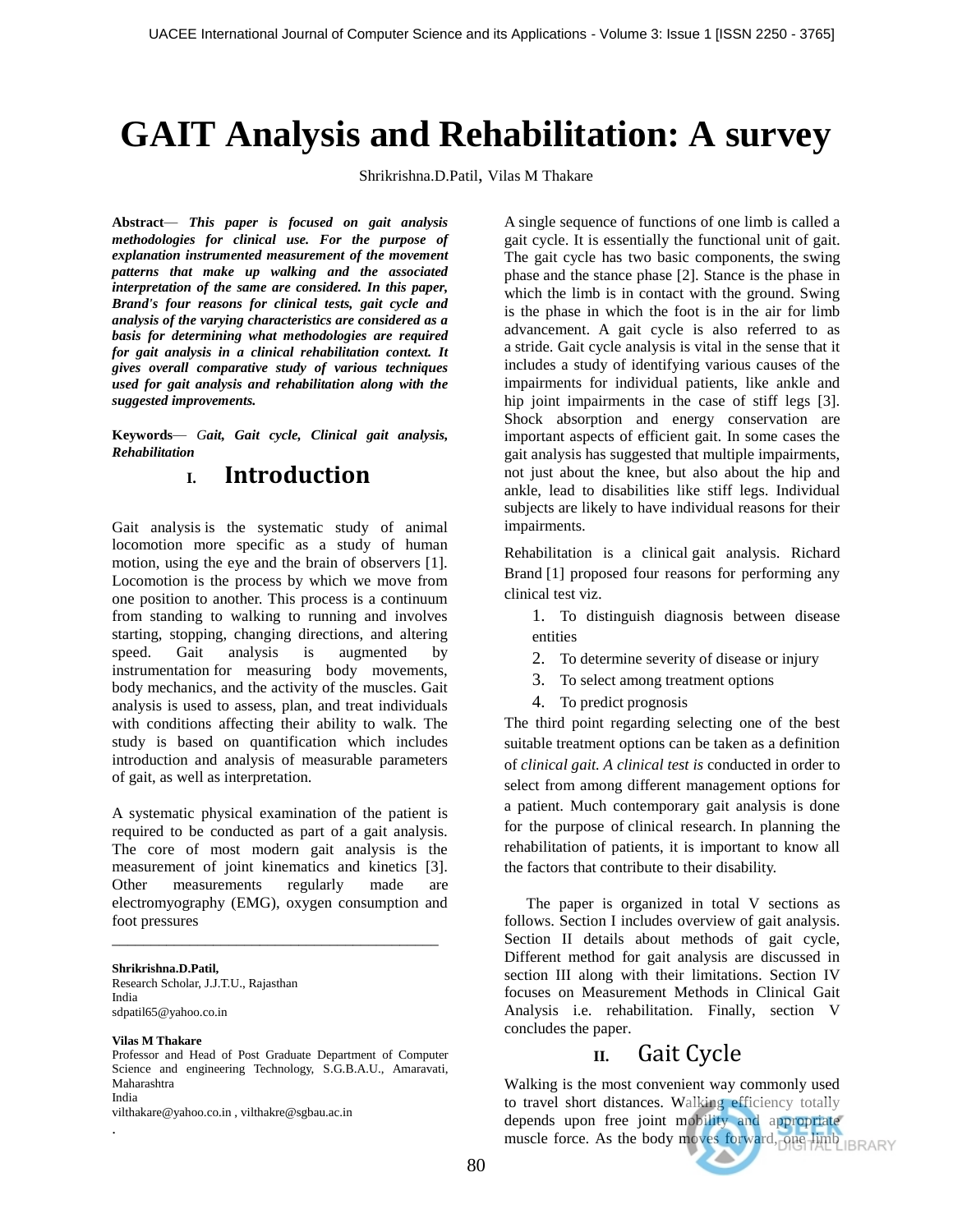# GAIT Analysis and Rehabilitation: A survey

Shrikrishna.D.Patil, Vilas M Thakare

**Abstract**— ***This paper is focused on gait analysis methodologies for clinical use. For the purpose of explanation instrumented measurement of the movement patterns that make up walking and the associated interpretation of the same are considered. In this paper, Brand's four reasons for clinical tests, gait cycle and analysis of the varying characteristics are considered as a basis for determining what methodologies are required for gait analysis in a clinical rehabilitation context. It gives overall comparative study of various techniques used for gait analysis and rehabilitation along with the suggested improvements.***

**Keywords**— ***Gait, Gait cycle, Clinical gait analysis, Rehabilitation***

## I. Introduction

Gait analysis is the systematic study of animal locomotion more specific as a study of human motion, using the eye and the brain of observers [1]. Locomotion is the process by which we move from one position to another. This process is a continuum from standing to walking to running and involves starting, stopping, changing directions, and altering speed. Gait analysis is augmented by instrumentation for measuring body movements, body mechanics, and the activity of the muscles. Gait analysis is used to assess, plan, and treat individuals with conditions affecting their ability to walk. The study is based on quantification which includes introduction and analysis of measurable parameters of gait, as well as interpretation.

A systematic physical examination of the patient is required to be conducted as part of a gait analysis. The core of most modern gait analysis is the measurement of joint kinematics and kinetics [3]. Other measurements regularly made are electromyography (EMG), oxygen consumption and foot pressures

---

**Shrikrishna.D.Patil,**
Research Scholar, J.J.T.U., Rajasthan
India
sdpatil65@yahoo.co.in

**Vilas M Thakare**
Professor and Head of Post Graduate Department of Computer Science and engineering Technology, S.G.B.A.U., Amaravati, Maharashtra
India
vilthakare@yahoo.co.in , vilthakre@sgbau.ac.in

A single sequence of functions of one limb is called a gait cycle. It is essentially the functional unit of gait. The gait cycle has two basic components, the swing phase and the stance phase [2]. Stance is the phase in which the limb is in contact with the ground. Swing is the phase in which the foot is in the air for limb advancement. A gait cycle is also referred to as a stride. Gait cycle analysis is vital in the sense that it includes a study of identifying various causes of the impairments for individual patients, like ankle and hip joint impairments in the case of stiff legs [3]. Shock absorption and energy conservation are important aspects of efficient gait. In some cases the gait analysis has suggested that multiple impairments, not just about the knee, but also about the hip and ankle, lead to disabilities like stiff legs. Individual subjects are likely to have individual reasons for their impairments.

Rehabilitation is a clinical gait analysis. Richard Brand [1] proposed four reasons for performing any clinical test viz.

1. To distinguish diagnosis between disease entities
2. To determine severity of disease or injury
3. To select among treatment options
4. To predict prognosis

The third point regarding selecting one of the best suitable treatment options can be taken as a definition of *clinical gait. A clinical test is* conducted in order to select from among different management options for a patient. Much contemporary gait analysis is done for the purpose of clinical research. In planning the rehabilitation of patients, it is important to know all the factors that contribute to their disability.

The paper is organized in total V sections as follows. Section I includes overview of gait analysis. Section II details about methods of gait cycle, Different method for gait analysis are discussed in section III along with their limitations. Section IV focuses on Measurement Methods in Clinical Gait Analysis i.e. rehabilitation. Finally, section V concludes the paper.

## II. Gait Cycle

Walking is the most convenient way commonly used to travel short distances. Walking efficiency totally depends upon free joint mobility and appropriate muscle force. As the body moves forward, one limb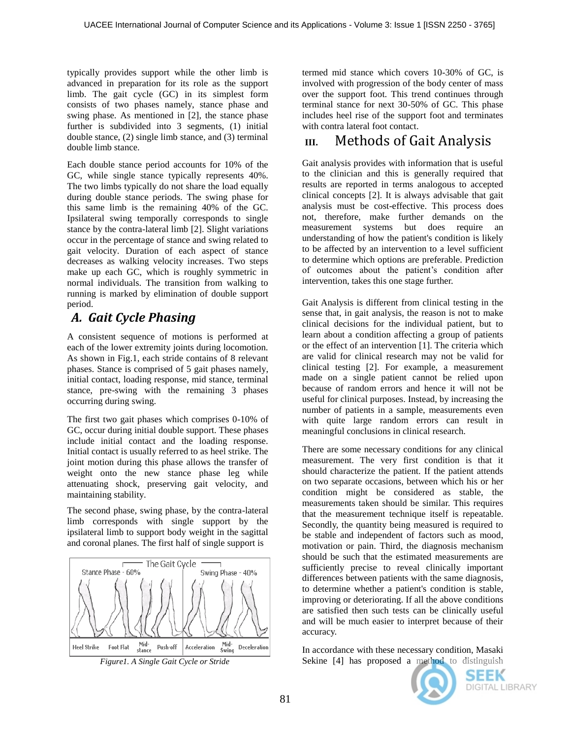typically provides support while the other limb is advanced in preparation for its role as the support limb. The gait cycle (GC) in its simplest form consists of two phases namely, stance phase and swing phase. As mentioned in [2], the stance phase further is subdivided into 3 segments, (1) initial double stance, (2) single limb stance, and (3) terminal double limb stance.

Each double stance period accounts for 10% of the GC, while single stance typically represents 40%. The two limbs typically do not share the load equally during double stance periods. The swing phase for this same limb is the remaining 40% of the GC. Ipsilateral swing temporally corresponds to single stance by the contra-lateral limb [2]. Slight variations occur in the percentage of stance and swing related to gait velocity. Duration of each aspect of stance decreases as walking velocity increases. Two steps make up each GC, which is roughly symmetric in normal individuals. The transition from walking to running is marked by elimination of double support period.

### *A. Gait Cycle Phasing*

A consistent sequence of motions is performed at each of the lower extremity joints during locomotion. As shown in Fig.1, each stride contains of 8 relevant phases. Stance is comprised of 5 gait phases namely, initial contact, loading response, mid stance, terminal stance, pre-swing with the remaining 3 phases occurring during swing.

The first two gait phases which comprises 0-10% of GC, occur during initial double support. These phases include initial contact and the loading response. Initial contact is usually referred to as heel strike. The joint motion during this phase allows the transfer of weight onto the new stance phase leg while attenuating shock, preserving gait velocity, and maintaining stability.

The second phase, swing phase, by the contra-lateral limb corresponds with single support by the ipsilateral limb to support body weight in the sagittal and coronal planes. The first half of single support is termed mid stance which covers 10-30% of GC, is involved with progression of the body center of mass over the support foot. This trend continues through terminal stance for next 30-50% of GC. This phase includes heel rise of the support foot and terminates with contra lateral foot contact.

The Gait Cycle — Stance Phase - 60% | Swing Phase - 40% — Heel Strike, Foot Flat, Mid-stance, Push-off, Acceleration, Mid-Swing, Deceleration

*Figure1. A Single Gait Cycle or Stride*

## III. Methods of Gait Analysis

Gait analysis provides with information that is useful to the clinician and this is generally required that results are reported in terms analogous to accepted clinical concepts [2]. It is always advisable that gait analysis must be cost-effective. This process does not, therefore, make further demands on the measurement systems but does require an understanding of how the patient's condition is likely to be affected by an intervention to a level sufficient to determine which options are preferable. Prediction of outcomes about the patient's condition after intervention, takes this one stage further.

Gait Analysis is different from clinical testing in the sense that, in gait analysis, the reason is not to make clinical decisions for the individual patient, but to learn about a condition affecting a group of patients or the effect of an intervention [1]. The criteria which are valid for clinical research may not be valid for clinical testing [2]. For example, a measurement made on a single patient cannot be relied upon because of random errors and hence it will not be useful for clinical purposes. Instead, by increasing the number of patients in a sample, measurements even with quite large random errors can result in meaningful conclusions in clinical research.

There are some necessary conditions for any clinical measurement. The very first condition is that it should characterize the patient. If the patient attends on two separate occasions, between which his or her condition might be considered as stable, the measurements taken should be similar. This requires that the measurement technique itself is repeatable. Secondly, the quantity being measured is required to be stable and independent of factors such as mood, motivation or pain. Third, the diagnosis mechanism should be such that the estimated measurements are sufficiently precise to reveal clinically important differences between patients with the same diagnosis, to determine whether a patient's condition is stable, improving or deteriorating. If all the above conditions are satisfied then such tests can be clinically useful and will be much easier to interpret because of their accuracy.

In accordance with these necessary condition, Masaki Sekine [4] has proposed a method to distinguish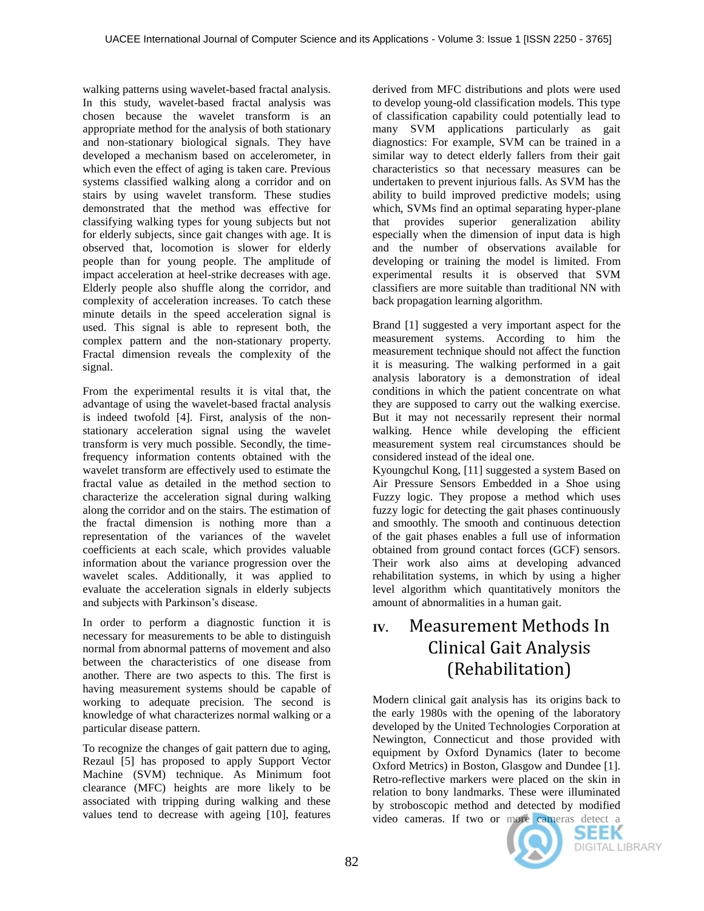walking patterns using wavelet-based fractal analysis. In this study, wavelet-based fractal analysis was chosen because the wavelet transform is an appropriate method for the analysis of both stationary and non-stationary biological signals. They have developed a mechanism based on accelerometer, in which even the effect of aging is taken care. Previous systems classified walking along a corridor and on stairs by using wavelet transform. These studies demonstrated that the method was effective for classifying walking types for young subjects but not for elderly subjects, since gait changes with age. It is observed that, locomotion is slower for elderly people than for young people. The amplitude of impact acceleration at heel-strike decreases with age. Elderly people also shuffle along the corridor, and complexity of acceleration increases. To catch these minute details in the speed acceleration signal is used. This signal is able to represent both, the complex pattern and the non-stationary property. Fractal dimension reveals the complexity of the signal.

From the experimental results it is vital that, the advantage of using the wavelet-based fractal analysis is indeed twofold [4]. First, analysis of the non-stationary acceleration signal using the wavelet transform is very much possible. Secondly, the time-frequency information contents obtained with the wavelet transform are effectively used to estimate the fractal value as detailed in the method section to characterize the acceleration signal during walking along the corridor and on the stairs. The estimation of the fractal dimension is nothing more than a representation of the variances of the wavelet coefficients at each scale, which provides valuable information about the variance progression over the wavelet scales. Additionally, it was applied to evaluate the acceleration signals in elderly subjects and subjects with Parkinson's disease.

In order to perform a diagnostic function it is necessary for measurements to be able to distinguish normal from abnormal patterns of movement and also between the characteristics of one disease from another. There are two aspects to this. The first is having measurement systems should be capable of working to adequate precision. The second is knowledge of what characterizes normal walking or a particular disease pattern.

To recognize the changes of gait pattern due to aging, Rezaul [5] has proposed to apply Support Vector Machine (SVM) technique. As Minimum foot clearance (MFC) heights are more likely to be associated with tripping during walking and these values tend to decrease with ageing [10], features derived from MFC distributions and plots were used to develop young-old classification models. This type of classification capability could potentially lead to many SVM applications particularly as gait diagnostics: For example, SVM can be trained in a similar way to detect elderly fallers from their gait characteristics so that necessary measures can be undertaken to prevent injurious falls. As SVM has the ability to build improved predictive models; using which, SVMs find an optimal separating hyper-plane that provides superior generalization ability especially when the dimension of input data is high and the number of observations available for developing or training the model is limited. From experimental results it is observed that SVM classifiers are more suitable than traditional NN with back propagation learning algorithm.

Brand [1] suggested a very important aspect for the measurement systems. According to him the measurement technique should not affect the function it is measuring. The walking performed in a gait analysis laboratory is a demonstration of ideal conditions in which the patient concentrate on what they are supposed to carry out the walking exercise. But it may not necessarily represent their normal walking. Hence while developing the efficient measurement system real circumstances should be considered instead of the ideal one.

Kyoungchul Kong, [11] suggested a system Based on Air Pressure Sensors Embedded in a Shoe using Fuzzy logic. They propose a method which uses fuzzy logic for detecting the gait phases continuously and smoothly. The smooth and continuous detection of the gait phases enables a full use of information obtained from ground contact forces (GCF) sensors. Their work also aims at developing advanced rehabilitation systems, in which by using a higher level algorithm which quantitatively monitors the amount of abnormalities in a human gait.

# IV. Measurement Methods In Clinical Gait Analysis (Rehabilitation)

Modern clinical gait analysis has its origins back to the early 1980s with the opening of the laboratory developed by the United Technologies Corporation at Newington, Connecticut and those provided with equipment by Oxford Dynamics (later to become Oxford Metrics) in Boston, Glasgow and Dundee [1]. Retro-reflective markers were placed on the skin in relation to bony landmarks. These were illuminated by stroboscopic method and detected by modified video cameras. If two or more cameras detect a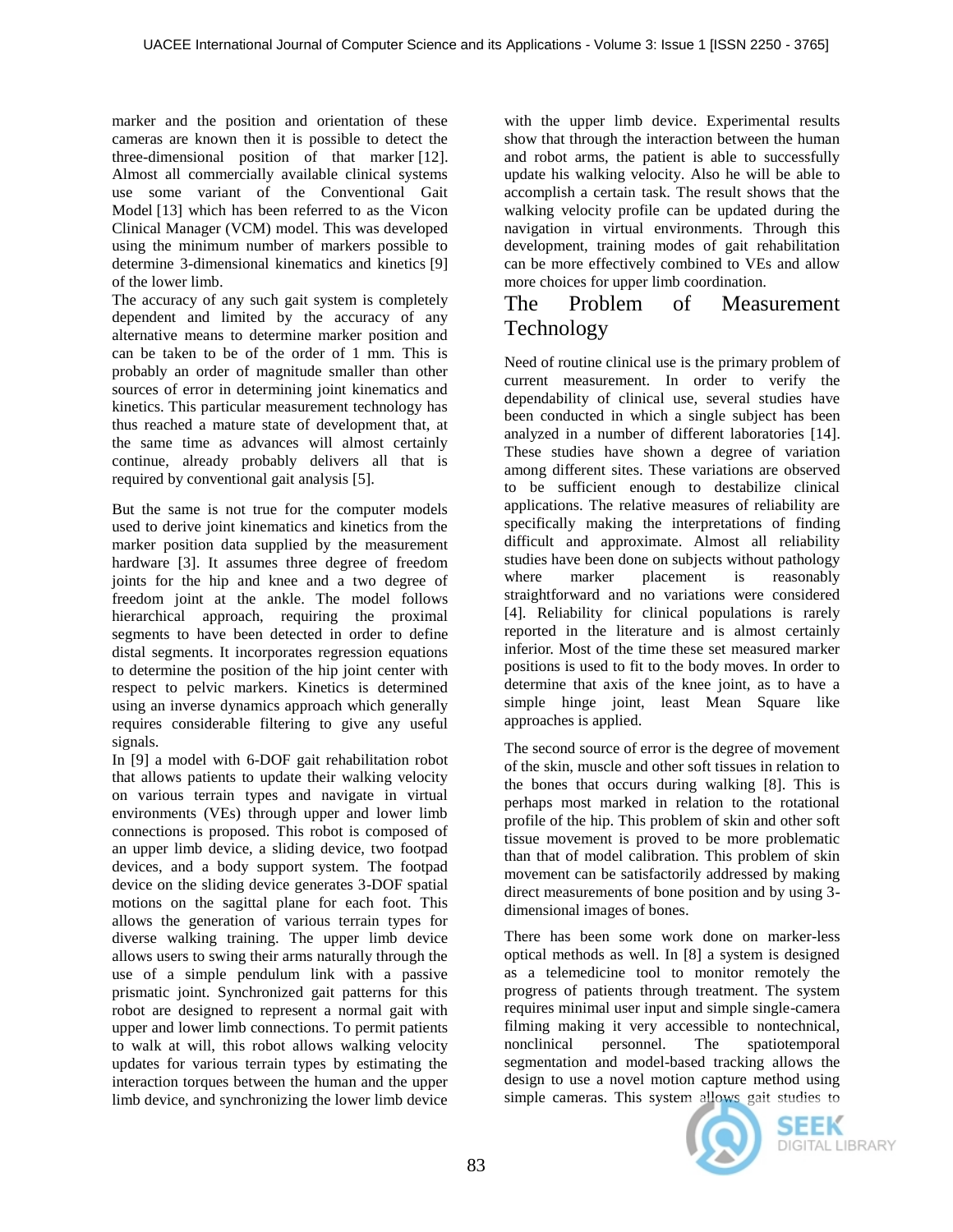marker and the position and orientation of these cameras are known then it is possible to detect the three-dimensional position of that marker [12]. Almost all commercially available clinical systems use some variant of the Conventional Gait Model [13] which has been referred to as the Vicon Clinical Manager (VCM) model. This was developed using the minimum number of markers possible to determine 3-dimensional kinematics and kinetics [9] of the lower limb.

The accuracy of any such gait system is completely dependent and limited by the accuracy of any alternative means to determine marker position and can be taken to be of the order of 1 mm. This is probably an order of magnitude smaller than other sources of error in determining joint kinematics and kinetics. This particular measurement technology has thus reached a mature state of development that, at the same time as advances will almost certainly continue, already probably delivers all that is required by conventional gait analysis [5].

But the same is not true for the computer models used to derive joint kinematics and kinetics from the marker position data supplied by the measurement hardware [3]. It assumes three degree of freedom joints for the hip and knee and a two degree of freedom joint at the ankle. The model follows hierarchical approach, requiring the proximal segments to have been detected in order to define distal segments. It incorporates regression equations to determine the position of the hip joint center with respect to pelvic markers. Kinetics is determined using an inverse dynamics approach which generally requires considerable filtering to give any useful signals.

In [9] a model with 6-DOF gait rehabilitation robot that allows patients to update their walking velocity on various terrain types and navigate in virtual environments (VEs) through upper and lower limb connections is proposed. This robot is composed of an upper limb device, a sliding device, two footpad devices, and a body support system. The footpad device on the sliding device generates 3-DOF spatial motions on the sagittal plane for each foot. This allows the generation of various terrain types for diverse walking training. The upper limb device allows users to swing their arms naturally through the use of a simple pendulum link with a passive prismatic joint. Synchronized gait patterns for this robot are designed to represent a normal gait with upper and lower limb connections. To permit patients to walk at will, this robot allows walking velocity updates for various terrain types by estimating the interaction torques between the human and the upper limb device, and synchronizing the lower limb device with the upper limb device. Experimental results show that through the interaction between the human and robot arms, the patient is able to successfully update his walking velocity. Also he will be able to accomplish a certain task. The result shows that the walking velocity profile can be updated during the navigation in virtual environments. Through this development, training modes of gait rehabilitation can be more effectively combined to VEs and allow more choices for upper limb coordination.

# The Problem of Measurement Technology

Need of routine clinical use is the primary problem of current measurement. In order to verify the dependability of clinical use, several studies have been conducted in which a single subject has been analyzed in a number of different laboratories [14]. These studies have shown a degree of variation among different sites. These variations are observed to be sufficient enough to destabilize clinical applications. The relative measures of reliability are specifically making the interpretations of finding difficult and approximate. Almost all reliability studies have been done on subjects without pathology where marker placement is reasonably straightforward and no variations were considered [4]. Reliability for clinical populations is rarely reported in the literature and is almost certainly inferior. Most of the time these set measured marker positions is used to fit to the body moves. In order to determine that axis of the knee joint, as to have a simple hinge joint, least Mean Square like approaches is applied.

The second source of error is the degree of movement of the skin, muscle and other soft tissues in relation to the bones that occurs during walking [8]. This is perhaps most marked in relation to the rotational profile of the hip. This problem of skin and other soft tissue movement is proved to be more problematic than that of model calibration. This problem of skin movement can be satisfactorily addressed by making direct measurements of bone position and by using 3-dimensional images of bones.

There has been some work done on marker-less optical methods as well. In [8] a system is designed as a telemedicine tool to monitor remotely the progress of patients through treatment. The system requires minimal user input and simple single-camera filming making it very accessible to nontechnical, nonclinical personnel. The spatiotemporal segmentation and model-based tracking allows the design to use a novel motion capture method using simple cameras. This system allows gait studies to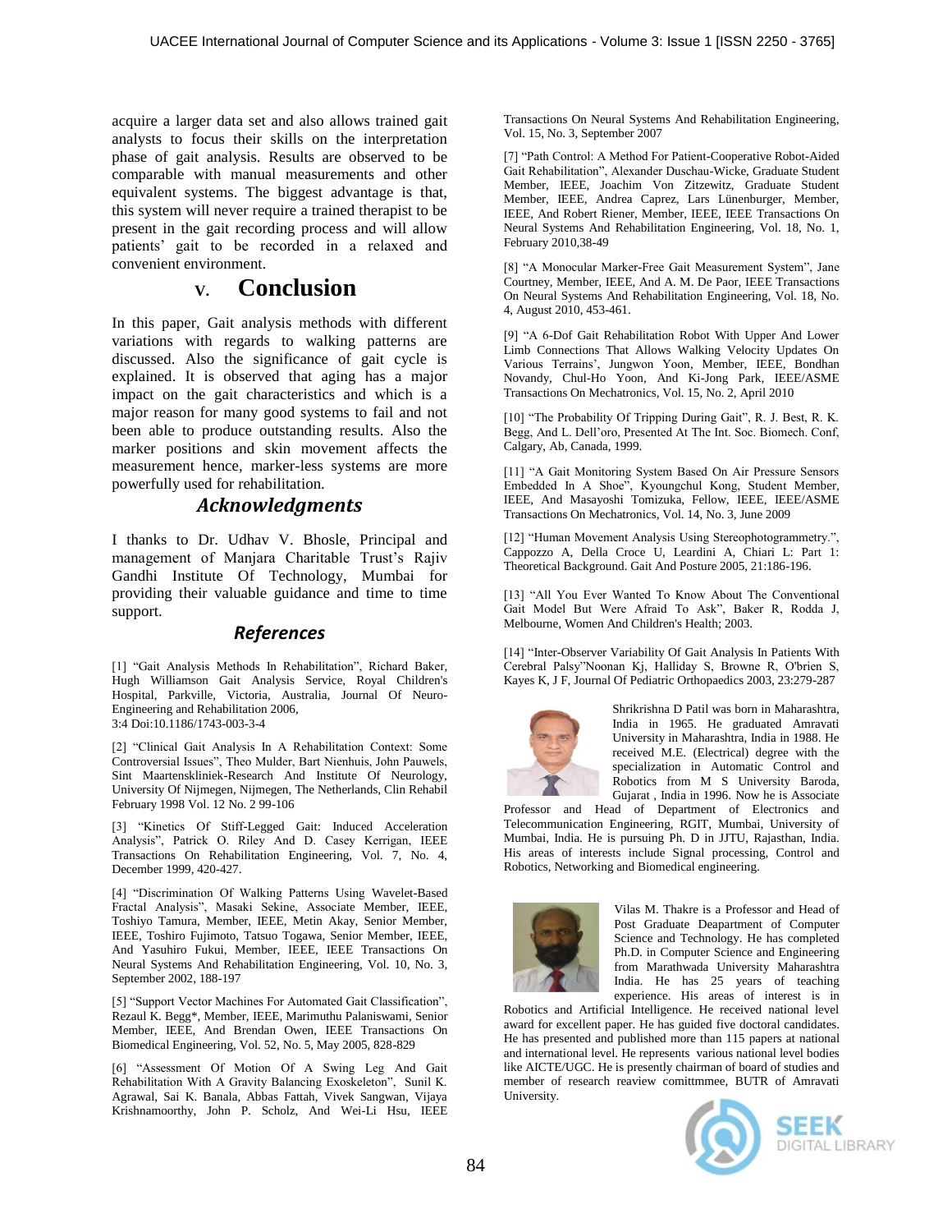acquire a larger data set and also allows trained gait analysts to focus their skills on the interpretation phase of gait analysis. Results are observed to be comparable with manual measurements and other equivalent systems. The biggest advantage is that, this system will never require a trained therapist to be present in the gait recording process and will allow patients' gait to be recorded in a relaxed and convenient environment.

## V. Conclusion

In this paper, Gait analysis methods with different variations with regards to walking patterns are discussed. Also the significance of gait cycle is explained. It is observed that aging has a major impact on the gait characteristics and which is a major reason for many good systems to fail and not been able to produce outstanding results. Also the marker positions and skin movement affects the measurement hence, marker-less systems are more powerfully used for rehabilitation.

## *Acknowledgments*

I thanks to Dr. Udhav V. Bhosle, Principal and management of Manjara Charitable Trust's Rajiv Gandhi Institute Of Technology, Mumbai for providing their valuable guidance and time to time support.

## *References*

[1] "Gait Analysis Methods In Rehabilitation", Richard Baker, Hugh Williamson Gait Analysis Service, Royal Children's Hospital, Parkville, Victoria, Australia, Journal Of Neuro-Engineering and Rehabilitation 2006, 3:4 Doi:10.1186/1743-003-3-4

[2] "Clinical Gait Analysis In A Rehabilitation Context: Some Controversial Issues", Theo Mulder, Bart Nienhuis, John Pauwels, Sint Maartenskliniek-Research And Institute Of Neurology, University Of Nijmegen, Nijmegen, The Netherlands, Clin Rehabil February 1998 Vol. 12 No. 2 99-106

[3] "Kinetics Of Stiff-Legged Gait: Induced Acceleration Analysis", Patrick O. Riley And D. Casey Kerrigan, IEEE Transactions On Rehabilitation Engineering, Vol. 7, No. 4, December 1999, 420-427.

[4] "Discrimination Of Walking Patterns Using Wavelet-Based Fractal Analysis", Masaki Sekine, Associate Member, IEEE, Toshiyo Tamura, Member, IEEE, Metin Akay, Senior Member, IEEE, Toshiro Fujimoto, Tatsuo Togawa, Senior Member, IEEE, And Yasuhiro Fukui, Member, IEEE, IEEE Transactions On Neural Systems And Rehabilitation Engineering, Vol. 10, No. 3, September 2002, 188-197

[5] "Support Vector Machines For Automated Gait Classification", Rezaul K. Begg*, Member, IEEE, Marimuthu Palaniswami, Senior Member, IEEE, And Brendan Owen, IEEE Transactions On Biomedical Engineering, Vol. 52, No. 5, May 2005, 828-829

[6] "Assessment Of Motion Of A Swing Leg And Gait Rehabilitation With A Gravity Balancing Exoskeleton", Sunil K. Agrawal, Sai K. Banala, Abbas Fattah, Vivek Sangwan, Vijaya Krishnamoorthy, John P. Scholz, And Wei-Li Hsu, IEEE Transactions On Neural Systems And Rehabilitation Engineering, Vol. 15, No. 3, September 2007

[7] "Path Control: A Method For Patient-Cooperative Robot-Aided Gait Rehabilitation", Alexander Duschau-Wicke, Graduate Student Member, IEEE, Joachim Von Zitzewitz, Graduate Student Member, IEEE, Andrea Caprez, Lars Lünenburger, Member, IEEE, And Robert Riener, Member, IEEE, IEEE Transactions On Neural Systems And Rehabilitation Engineering, Vol. 18, No. 1, February 2010,38-49

[8] "A Monocular Marker-Free Gait Measurement System", Jane Courtney, Member, IEEE, And A. M. De Paor, IEEE Transactions On Neural Systems And Rehabilitation Engineering, Vol. 18, No. 4, August 2010, 453-461.

[9] "A 6-Dof Gait Rehabilitation Robot With Upper And Lower Limb Connections That Allows Walking Velocity Updates On Various Terrains', Jungwon Yoon, Member, IEEE, Bondhan Novandy, Chul-Ho Yoon, And Ki-Jong Park, IEEE/ASME Transactions On Mechatronics, Vol. 15, No. 2, April 2010

[10] "The Probability Of Tripping During Gait", R. J. Best, R. K. Begg, And L. Dell'oro, Presented At The Int. Soc. Biomech. Conf, Calgary, Ab, Canada, 1999.

[11] "A Gait Monitoring System Based On Air Pressure Sensors Embedded In A Shoe", Kyoungchul Kong, Student Member, IEEE, And Masayoshi Tomizuka, Fellow, IEEE, IEEE/ASME Transactions On Mechatronics, Vol. 14, No. 3, June 2009

[12] "Human Movement Analysis Using Stereophotogrammetry.", Cappozzo A, Della Croce U, Leardini A, Chiari L: Part 1: Theoretical Background. Gait And Posture 2005, 21:186-196.

[13] "All You Ever Wanted To Know About The Conventional Gait Model But Were Afraid To Ask", Baker R, Rodda J, Melbourne, Women And Children's Health; 2003.

[14] "Inter-Observer Variability Of Gait Analysis In Patients With Cerebral Palsy"Noonan Kj, Halliday S, Browne R, O'brien S, Kayes K, J F, Journal Of Pediatric Orthopaedics 2003, 23:279-287

Shrikrishna D Patil was born in Maharashtra, India in 1965. He graduated Amravati University in Maharashtra, India in 1988. He received M.E. (Electrical) degree with the specialization in Automatic Control and Robotics from M S University Baroda, Gujarat , India in 1996. Now he is Associate Professor and Head of Department of Electronics and Telecommunication Engineering, RGIT, Mumbai, University of Mumbai, India. He is pursuing Ph. D in JJTU, Rajasthan, India. His areas of interests include Signal processing, Control and Robotics, Networking and Biomedical engineering.

Vilas M. Thakre is a Professor and Head of Post Graduate Deapartment of Computer Science and Technology. He has completed Ph.D. in Computer Science and Engineering from Marathwada University Maharashtra India. He has 25 years of teaching experience. His areas of interest is in Robotics and Artificial Intelligence. He received national level award for excellent paper. He has guided five doctoral candidates. He has presented and published more than 115 papers at national and international level. He represents various national level bodies like AICTE/UGC. He is presently chairman of board of studies and member of research reaview comittmmee, BUTR of Amravati University.